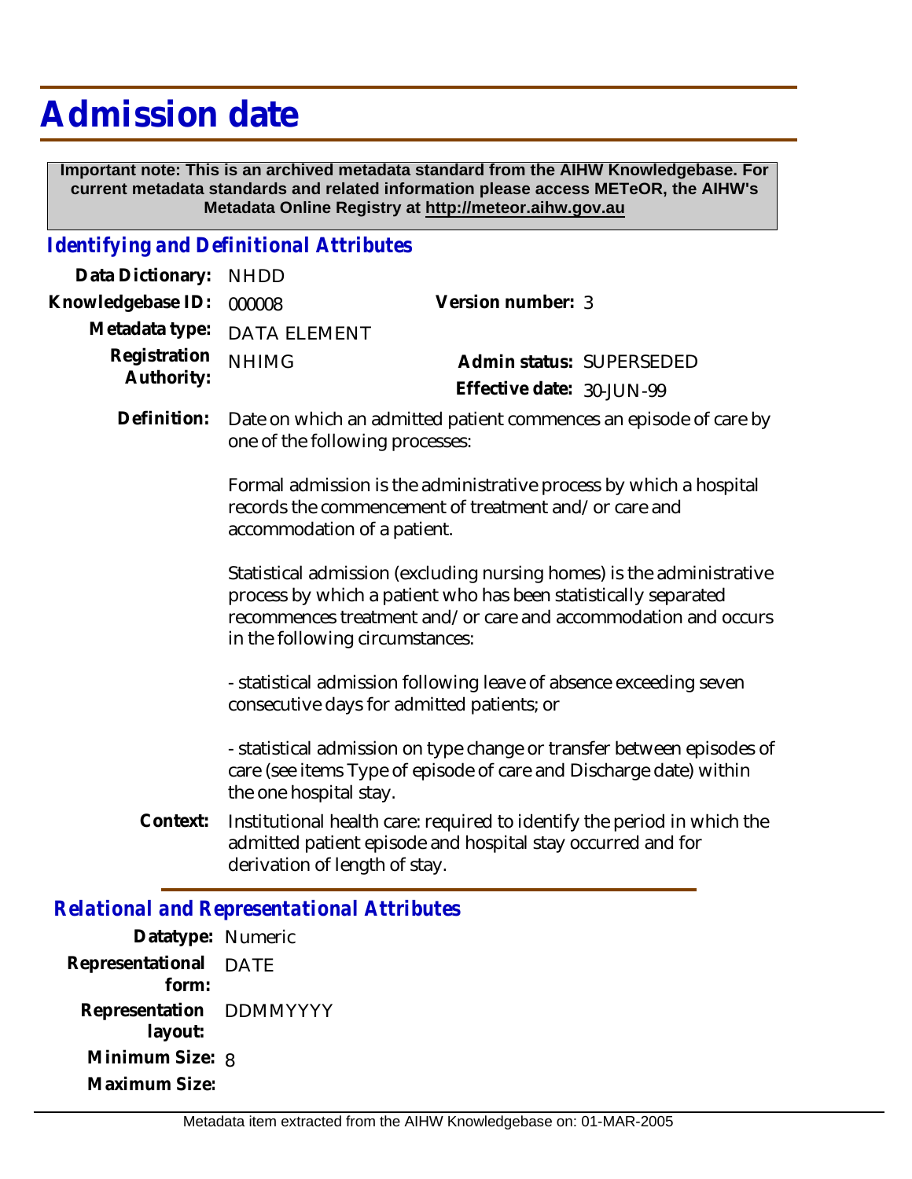# Admission date

**Important note: This is an archived metadata standard from the AIHW Knowledgebase. For current metadata standards and related information please access METeOR, the AIHW's Metadata Online Registry at http://meteor.aihw.gov.au**

## *Identifying and Definitional Attributes*

**Data Dictionary:** NHDD

**Knowledgebase ID:** 000008

**Version number:** 3

**Metadata type:** DATA ELEMENT

**Registration Authority:** NHIMG

**Admin status:** SUPERSEDED

**Effective date:** 30-JUN-99

**Definition:** Date on which an admitted patient commences an episode of care by one of the following processes:

Formal admission is the administrative process by which a hospital records the commencement of treatment and/or care and accommodation of a patient.

Statistical admission (excluding nursing homes) is the administrative process by which a patient who has been statistically separated recommences treatment and/or care and accommodation and occurs in the following circumstances:

- statistical admission following leave of absence exceeding seven consecutive days for admitted patients; or

- statistical admission on type change or transfer between episodes of care (see items Type of episode of care and Discharge date) within the one hospital stay.

**Context:** Institutional health care: required to identify the period in which the admitted patient episode and hospital stay occurred and for derivation of length of stay.

## *Relational and Representational Attributes*

**Datatype:** Numeric

**Representational form:** DATE

**Representation layout:** DDMMYYYY

**Minimum Size:** 8

**Maximum Size:**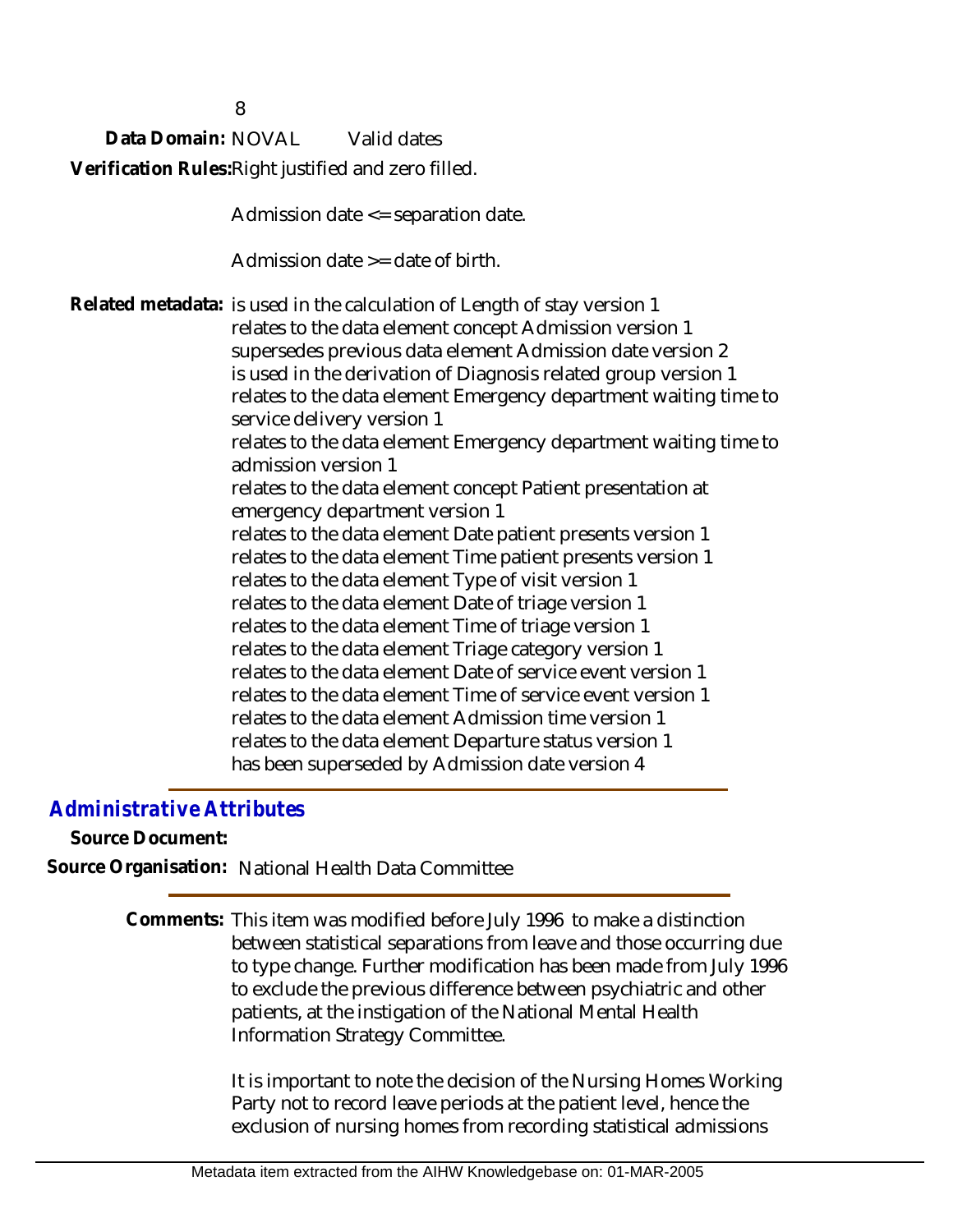8

**Data Domain:** NOVAL Valid dates

**Verification Rules:** Right justified and zero filled.

Admission date <= separation date.

Admission date >= date of birth.

**Related metadata:** is used in the calculation of Length of stay version 1
relates to the data element concept Admission version 1
supersedes previous data element Admission date version 2
is used in the derivation of Diagnosis related group version 1
relates to the data element Emergency department waiting time to service delivery version 1
relates to the data element Emergency department waiting time to admission version 1
relates to the data element concept Patient presentation at emergency department version 1
relates to the data element Date patient presents version 1
relates to the data element Time patient presents version 1
relates to the data element Type of visit version 1
relates to the data element Date of triage version 1
relates to the data element Time of triage version 1
relates to the data element Triage category version 1
relates to the data element Date of service event version 1
relates to the data element Time of service event version 1
relates to the data element Admission time version 1
relates to the data element Departure status version 1
has been superseded by Admission date version 4

## *Administrative Attributes*

**Source Document:**

**Source Organisation:** National Health Data Committee

**Comments:** This item was modified before July 1996 to make a distinction between statistical separations from leave and those occurring due to type change. Further modification has been made from July 1996 to exclude the previous difference between psychiatric and other patients, at the instigation of the National Mental Health Information Strategy Committee.

It is important to note the decision of the Nursing Homes Working Party not to record leave periods at the patient level, hence the exclusion of nursing homes from recording statistical admissions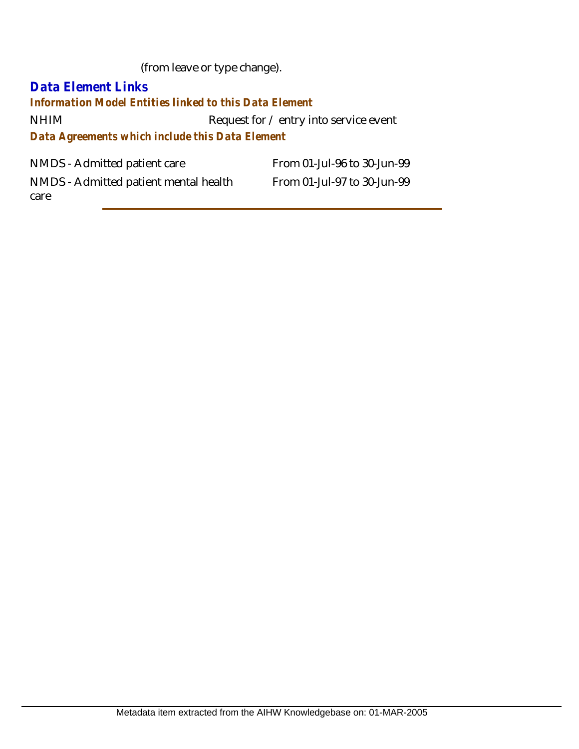(from leave or type change).

## Data Element Links

### Information Model Entities linked to this Data Element

| | |
|---|---|
| NHIM | Request for / entry into service event |

### Data Agreements which include this Data Element

| | |
|---|---|
| NMDS - Admitted patient care | From 01-Jul-96 to 30-Jun-99 |
| NMDS - Admitted patient mental health care | From 01-Jul-97 to 30-Jun-99 |

---

Metadata item extracted from the AIHW Knowledgebase on: 01-MAR-2005